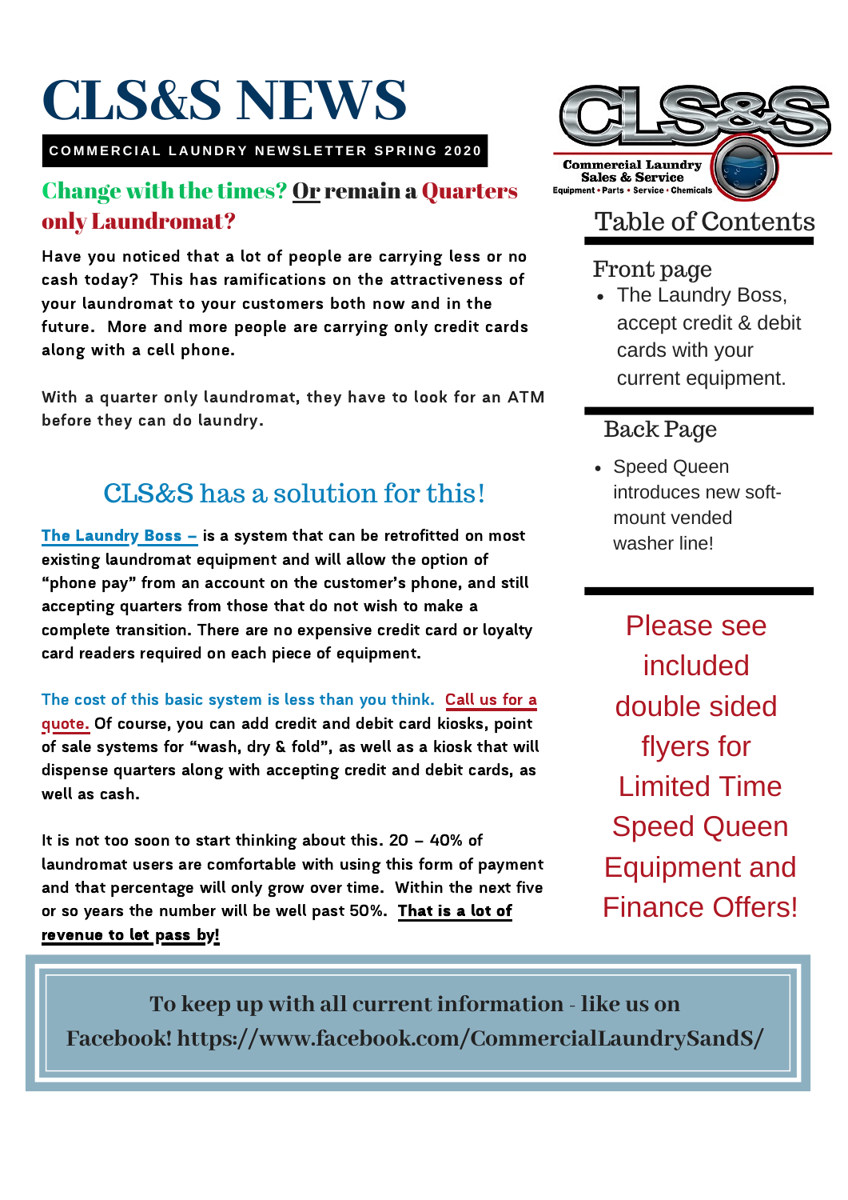# CLS&S NEWS

**COMMERCIAL LAUNDRY NEWSLETTER SPRING 2020**

## Change with the times? Or remain a Quarters only Laundromat?

Have you noticed that a lot of people are carrying less or no cash today? This has ramifications on the attractiveness of your laundromat to your customers both now and in the future. More and more people are carrying only credit cards along with a cell phone.

With a quarter only laundromat, they have to look for an ATM before they can do laundry.

### CLS&S has a solution for this!

**The Laundry Boss –** is a system that can be retrofitted on most existing laundromat equipment and will allow the option of "phone pay" from an account on the customer's phone, and still accepting quarters from those that do not wish to make a complete transition. There are no expensive credit card or loyalty card readers required on each piece of equipment.

The cost of this basic system is less than you think. Call us for a quote. Of course, you can add credit and debit card kiosks, point of sale systems for "wash, dry & fold", as well as a kiosk that will dispense quarters along with accepting credit and debit cards, as well as cash.

It is not too soon to start thinking about this. 20 – 40% of laundromat users are comfortable with using this form of payment and that percentage will only grow over time. Within the next five or so years the number will be well past 50%. **That is a lot of revenue to let pass by!**

CLS&S

Commercial Laundry Sales & Service

Equipment • Parts • Service • Chemicals

## Table of Contents

### Front page

- The Laundry Boss, accept credit & debit cards with your current equipment.

### Back Page

- Speed Queen introduces new soft-mount vended washer line!

Please see included double sided flyers for Limited Time Speed Queen Equipment and Finance Offers!

**To keep up with all current information - like us on Facebook! https://www.facebook.com/CommercialLaundrySandS/**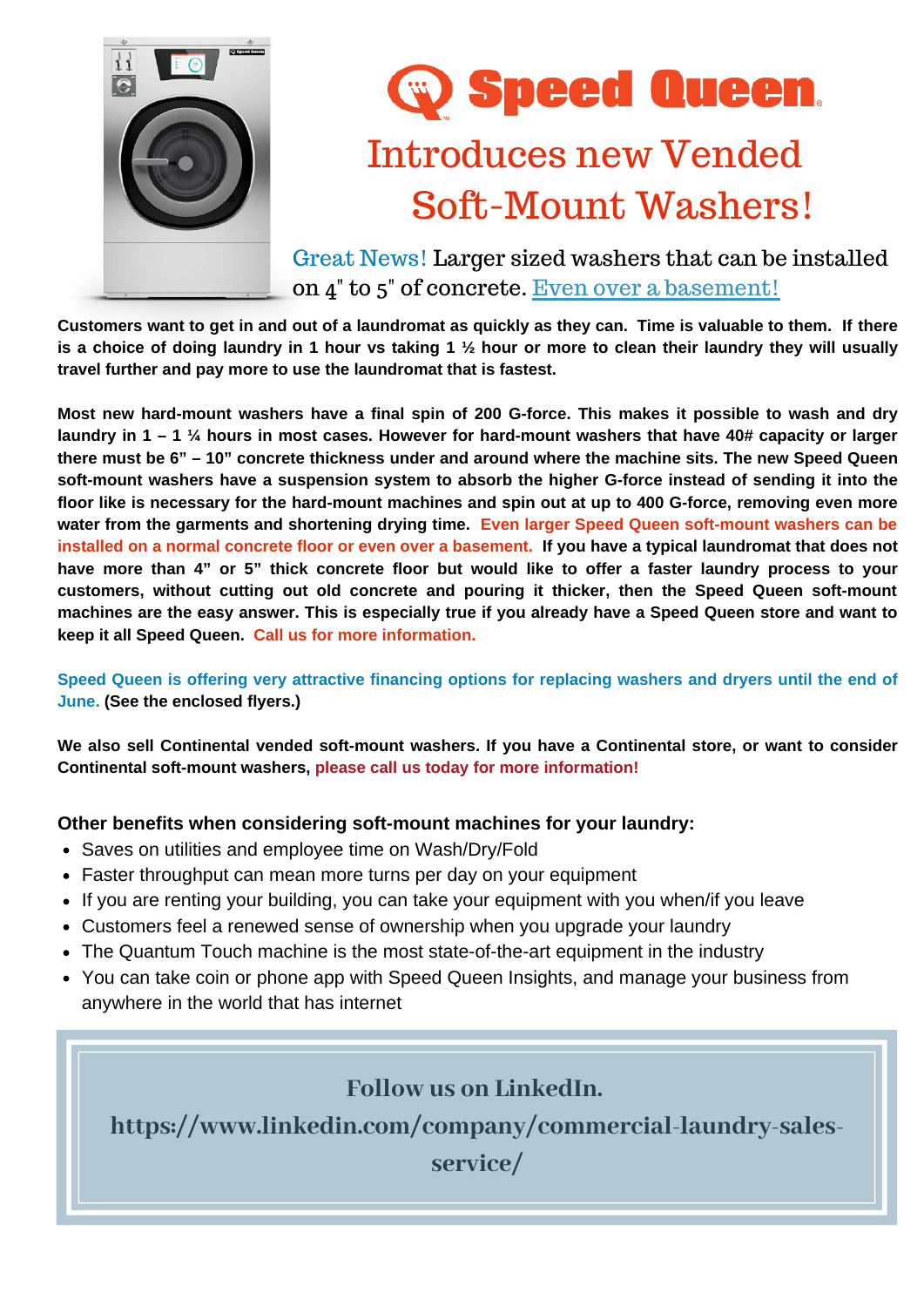# Speed Queen

## Introduces new Vended Soft-Mount Washers!

Great News! Larger sized washers that can be installed on 4" to 5" of concrete. Even over a basement!

**Customers want to get in and out of a laundromat as quickly as they can. Time is valuable to them. If there is a choice of doing laundry in 1 hour vs taking 1 ½ hour or more to clean their laundry they will usually travel further and pay more to use the laundromat that is fastest.**

**Most new hard-mount washers have a final spin of 200 G-force. This makes it possible to wash and dry laundry in 1 – 1 ¼ hours in most cases. However for hard-mount washers that have 40# capacity or larger there must be 6" – 10" concrete thickness under and around where the machine sits. The new Speed Queen soft-mount washers have a suspension system to absorb the higher G-force instead of sending it into the floor like is necessary for the hard-mount machines and spin out at up to 400 G-force, removing even more water from the garments and shortening drying time. Even larger Speed Queen soft-mount washers can be installed on a normal concrete floor or even over a basement. If you have a typical laundromat that does not have more than 4" or 5" thick concrete floor but would like to offer a faster laundry process to your customers, without cutting out old concrete and pouring it thicker, then the Speed Queen soft-mount machines are the easy answer. This is especially true if you already have a Speed Queen store and want to keep it all Speed Queen. Call us for more information.**

**Speed Queen is offering very attractive financing options for replacing washers and dryers until the end of June. (See the enclosed flyers.)**

**We also sell Continental vended soft-mount washers. If you have a Continental store, or want to consider Continental soft-mount washers, please call us today for more information!**

**Other benefits when considering soft-mount machines for your laundry:**

- Saves on utilities and employee time on Wash/Dry/Fold
- Faster throughput can mean more turns per day on your equipment
- If you are renting your building, you can take your equipment with you when/if you leave
- Customers feel a renewed sense of ownership when you upgrade your laundry
- The Quantum Touch machine is the most state-of-the-art equipment in the industry
- You can take coin or phone app with Speed Queen Insights, and manage your business from anywhere in the world that has internet

**Follow us on LinkedIn.**

**https://www.linkedin.com/company/commercial-laundry-sales-service/**